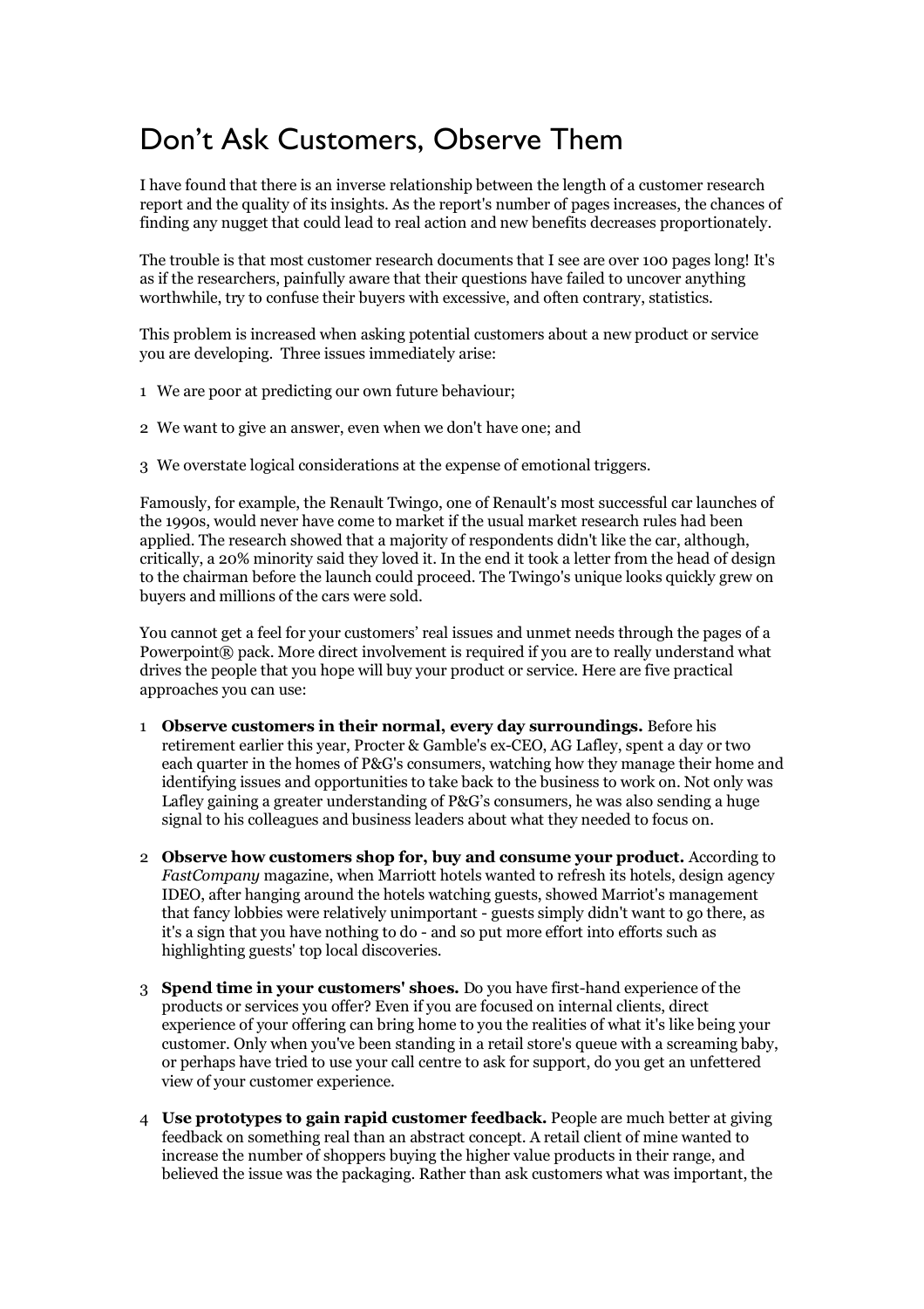# Don't Ask Customers, Observe Them

I have found that there is an inverse relationship between the length of a customer research report and the quality of its insights. As the report's number of pages increases, the chances of finding any nugget that could lead to real action and new benefits decreases proportionately.

The trouble is that most customer research documents that I see are over 100 pages long! It's as if the researchers, painfully aware that their questions have failed to uncover anything worthwhile, try to confuse their buyers with excessive, and often contrary, statistics.

This problem is increased when asking potential customers about a new product or service you are developing. Three issues immediately arise:

1 We are poor at predicting our own future behaviour;

2 We want to give an answer, even when we don't have one; and

3 We overstate logical considerations at the expense of emotional triggers.

Famously, for example, the Renault Twingo, one of Renault's most successful car launches of the 1990s, would never have come to market if the usual market research rules had been applied. The research showed that a majority of respondents didn't like the car, although, critically, a 20% minority said they loved it. In the end it took a letter from the head of design to the chairman before the launch could proceed. The Twingo's unique looks quickly grew on buyers and millions of the cars were sold.

You cannot get a feel for your customers' real issues and unmet needs through the pages of a Powerpoint® pack. More direct involvement is required if you are to really understand what drives the people that you hope will buy your product or service. Here are five practical approaches you can use:

1 **Observe customers in their normal, every day surroundings.** Before his retirement earlier this year, Procter & Gamble's ex-CEO, AG Lafley, spent a day or two each quarter in the homes of P&G's consumers, watching how they manage their home and identifying issues and opportunities to take back to the business to work on. Not only was Lafley gaining a greater understanding of P&G's consumers, he was also sending a huge signal to his colleagues and business leaders about what they needed to focus on.

2 **Observe how customers shop for, buy and consume your product.** According to *FastCompany* magazine, when Marriott hotels wanted to refresh its hotels, design agency IDEO, after hanging around the hotels watching guests, showed Marriot's management that fancy lobbies were relatively unimportant - guests simply didn't want to go there, as it's a sign that you have nothing to do - and so put more effort into efforts such as highlighting guests' top local discoveries.

3 **Spend time in your customers' shoes.** Do you have first-hand experience of the products or services you offer? Even if you are focused on internal clients, direct experience of your offering can bring home to you the realities of what it's like being your customer. Only when you've been standing in a retail store's queue with a screaming baby, or perhaps have tried to use your call centre to ask for support, do you get an unfettered view of your customer experience.

4 **Use prototypes to gain rapid customer feedback.** People are much better at giving feedback on something real than an abstract concept. A retail client of mine wanted to increase the number of shoppers buying the higher value products in their range, and believed the issue was the packaging. Rather than ask customers what was important, the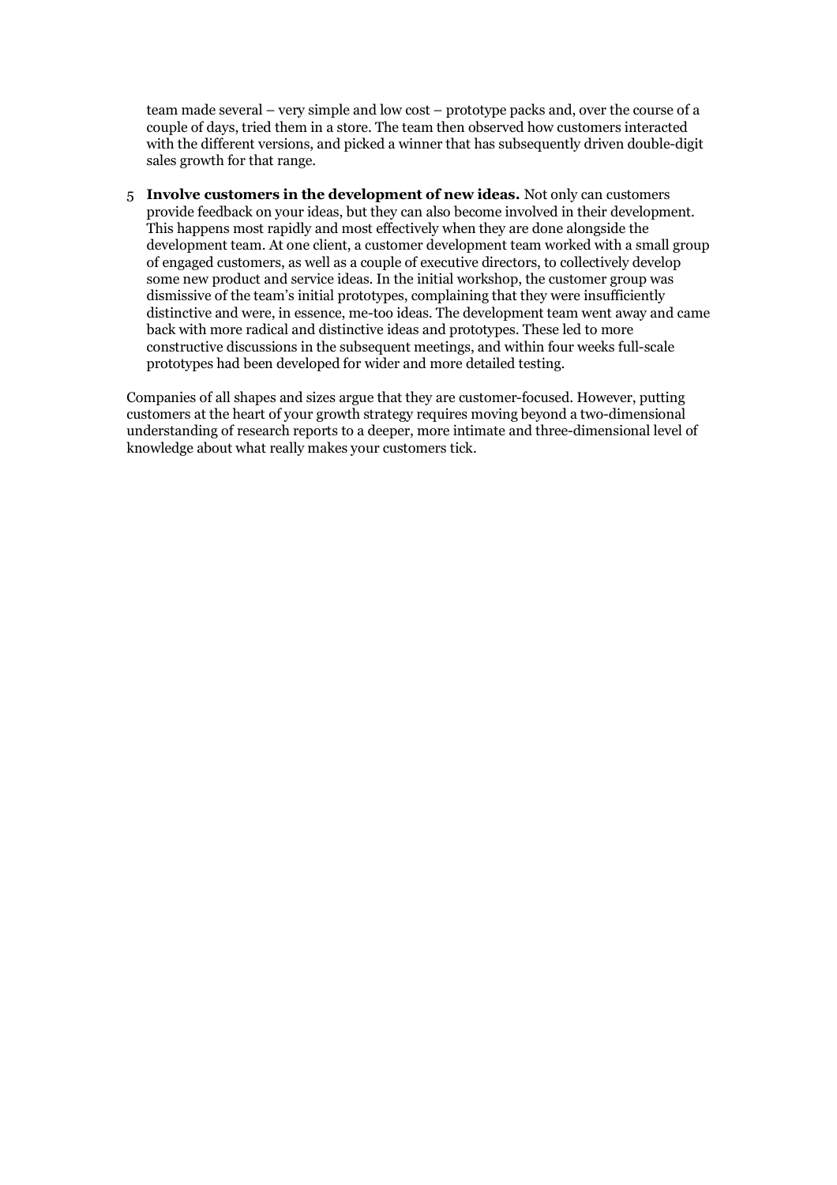team made several – very simple and low cost – prototype packs and, over the course of a couple of days, tried them in a store. The team then observed how customers interacted with the different versions, and picked a winner that has subsequently driven double-digit sales growth for that range.

5. **Involve customers in the development of new ideas.** Not only can customers provide feedback on your ideas, but they can also become involved in their development. This happens most rapidly and most effectively when they are done alongside the development team. At one client, a customer development team worked with a small group of engaged customers, as well as a couple of executive directors, to collectively develop some new product and service ideas. In the initial workshop, the customer group was dismissive of the team's initial prototypes, complaining that they were insufficiently distinctive and were, in essence, me-too ideas. The development team went away and came back with more radical and distinctive ideas and prototypes. These led to more constructive discussions in the subsequent meetings, and within four weeks full-scale prototypes had been developed for wider and more detailed testing.

Companies of all shapes and sizes argue that they are customer-focused. However, putting customers at the heart of your growth strategy requires moving beyond a two-dimensional understanding of research reports to a deeper, more intimate and three-dimensional level of knowledge about what really makes your customers tick.